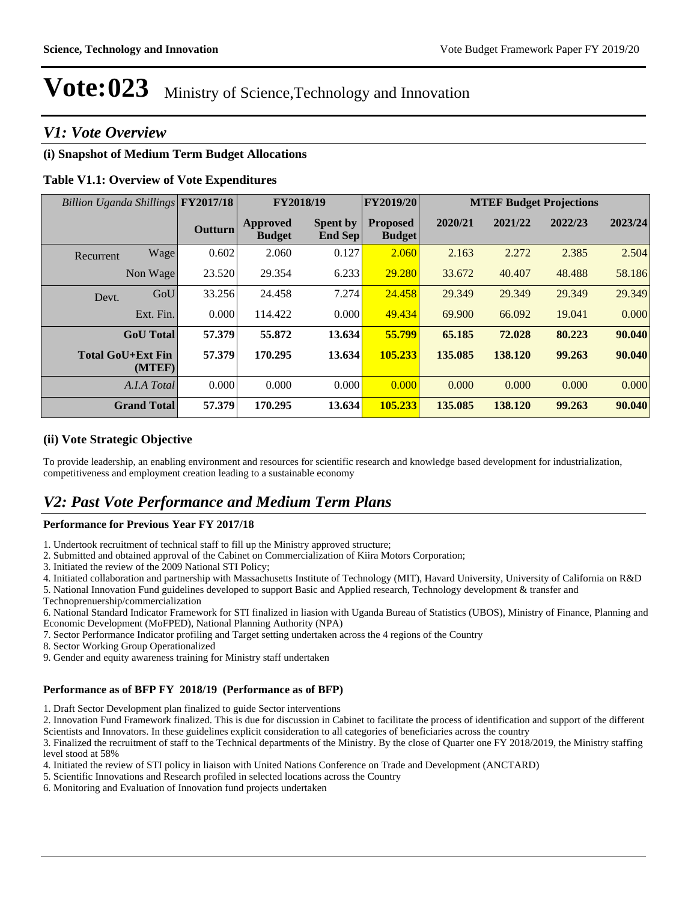# Vote:023 Ministry of Science,Technology and Innovation

## *V1: Vote Overview*

### (i) Snapshot of Medium Term Budget Allocations

**Table V1.1: Overview of Vote Expenditures**

| *Billion Uganda Shillings* | | FY2017/18 | FY2018/19 | | FY2019/20 | MTEF Budget Projections | | | |
|---|---|---|---|---|---|---|---|---|---|
| | | Outturn | Approved Budget | Spent by End Sep | Proposed Budget | 2020/21 | 2021/22 | 2022/23 | 2023/24 |
| Recurrent | Wage | 0.602 | 2.060 | 0.127 | 2.060 | 2.163 | 2.272 | 2.385 | 2.504 |
| | Non Wage | 23.520 | 29.354 | 6.233 | 29.280 | 33.672 | 40.407 | 48.488 | 58.186 |
| Devt. | GoU | 33.256 | 24.458 | 7.274 | 24.458 | 29.349 | 29.349 | 29.349 | 29.349 |
| | Ext. Fin. | 0.000 | 114.422 | 0.000 | 49.434 | 69.900 | 66.092 | 19.041 | 0.000 |
| | **GoU Total** | **57.379** | **55.872** | **13.634** | **55.799** | **65.185** | **72.028** | **80.223** | **90.040** |
| | **Total GoU+Ext Fin (MTEF)** | **57.379** | **170.295** | **13.634** | **105.233** | **135.085** | **138.120** | **99.263** | **90.040** |
| | *A.I.A Total* | 0.000 | 0.000 | 0.000 | 0.000 | 0.000 | 0.000 | 0.000 | 0.000 |
| | **Grand Total** | **57.379** | **170.295** | **13.634** | **105.233** | **135.085** | **138.120** | **99.263** | **90.040** |

### (ii) Vote Strategic Objective

To provide leadership, an enabling environment and resources for scientific research and knowledge based development for industrialization, competitiveness and employment creation leading to a sustainable economy

## *V2: Past Vote Performance and Medium Term Plans*

**Performance for Previous Year FY 2017/18**

1. Undertook recruitment of technical staff to fill up the Ministry approved structure;
2. Submitted and obtained approval of the Cabinet on Commercialization of Kiira Motors Corporation;
3. Initiated the review of the 2009 National STI Policy;
4. Initiated collaboration and partnership with Massachusetts Institute of Technology (MIT), Havard University, University of California on R&D
5. National Innovation Fund guidelines developed to support Basic and Applied research, Technology development & transfer and Technoprenuership/commercialization
6. National Standard Indicator Framework for STI finalized in liasion with Uganda Bureau of Statistics (UBOS), Ministry of Finance, Planning and Economic Development (MoFPED), National Planning Authority (NPA)
7. Sector Performance Indicator profiling and Target setting undertaken across the 4 regions of the Country
8. Sector Working Group Operationalized
9. Gender and equity awareness training for Ministry staff undertaken

**Performance as of BFP FY 2018/19 (Performance as of BFP)**

1. Draft Sector Development plan finalized to guide Sector interventions
2. Innovation Fund Framework finalized. This is due for discussion in Cabinet to facilitate the process of identification and support of the different Scientists and Innovators. In these guidelines explicit consideration to all categories of beneficiaries across the country
3. Finalized the recruitment of staff to the Technical departments of the Ministry. By the close of Quarter one FY 2018/2019, the Ministry staffing level stood at 58%
4. Initiated the review of STI policy in liaison with United Nations Conference on Trade and Development (ANCTARD)
5. Scientific Innovations and Research profiled in selected locations across the Country
6. Monitoring and Evaluation of Innovation fund projects undertaken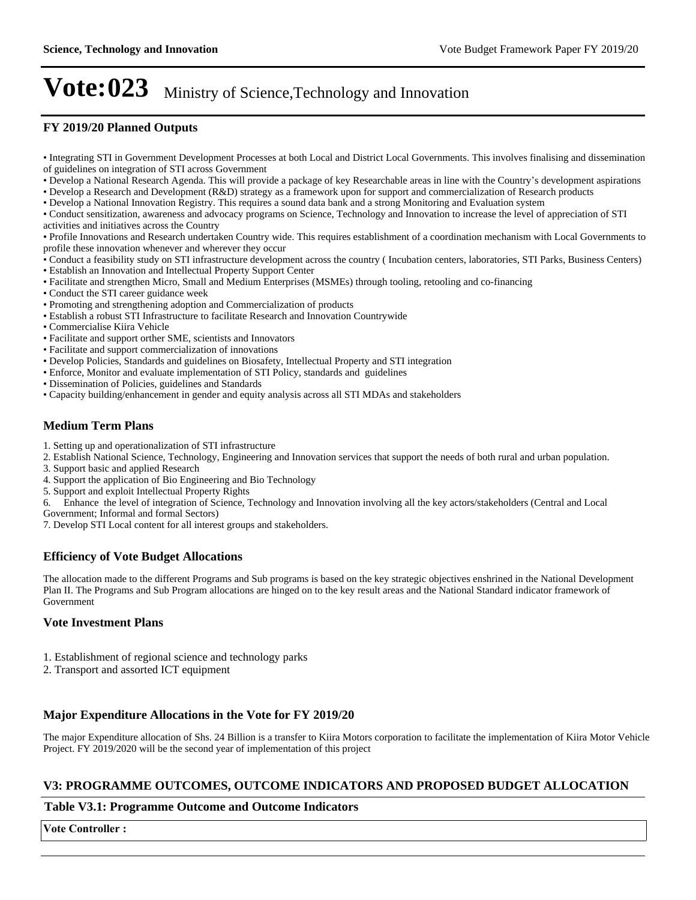# Vote:023 Ministry of Science,Technology and Innovation

### FY 2019/20 Planned Outputs

- Integrating STI in Government Development Processes at both Local and District Local Governments. This involves finalising and dissemination of guidelines on integration of STI across Government
- Develop a National Research Agenda. This will provide a package of key Researchable areas in line with the Country's development aspirations
- Develop a Research and Development (R&D) strategy as a framework upon for support and commercialization of Research products
- Develop a National Innovation Registry. This requires a sound data bank and a strong Monitoring and Evaluation system
- Conduct sensitization, awareness and advocacy programs on Science, Technology and Innovation to increase the level of appreciation of STI activities and initiatives across the Country
- Profile Innovations and Research undertaken Country wide. This requires establishment of a coordination mechanism with Local Governments to profile these innovation whenever and wherever they occur
- Conduct a feasibility study on STI infrastructure development across the country ( Incubation centers, laboratories, STI Parks, Business Centers)
- Establish an Innovation and Intellectual Property Support Center
- Facilitate and strengthen Micro, Small and Medium Enterprises (MSMEs) through tooling, retooling and co-financing
- Conduct the STI career guidance week
- Promoting and strengthening adoption and Commercialization of products
- Establish a robust STI Infrastructure to facilitate Research and Innovation Countrywide
- Commercialise Kiira Vehicle
- Facilitate and support orther SME, scientists and Innovators
- Facilitate and support commercialization of innovations
- Develop Policies, Standards and guidelines on Biosafety, Intellectual Property and STI integration
- Enforce, Monitor and evaluate implementation of STI Policy, standards and guidelines
- Dissemination of Policies, guidelines and Standards
- Capacity building/enhancement in gender and equity analysis across all STI MDAs and stakeholders

### Medium Term Plans

1. Setting up and operationalization of STI infrastructure
2. Establish National Science, Technology, Engineering and Innovation services that support the needs of both rural and urban population.
3. Support basic and applied Research
4. Support the application of Bio Engineering and Bio Technology
5. Support and exploit Intellectual Property Rights
6. Enhance the level of integration of Science, Technology and Innovation involving all the key actors/stakeholders (Central and Local Government; Informal and formal Sectors)
7. Develop STI Local content for all interest groups and stakeholders.

### Efficiency of Vote Budget Allocations

The allocation made to the different Programs and Sub programs is based on the key strategic objectives enshrined in the National Development Plan II. The Programs and Sub Program allocations are hinged on to the key result areas and the National Standard indicator framework of Government

### Vote Investment Plans

1. Establishment of regional science and technology parks
2. Transport and assorted ICT equipment

### Major Expenditure Allocations in the Vote for FY 2019/20

The major Expenditure allocation of Shs. 24 Billion is a transfer to Kiira Motors corporation to facilitate the implementation of Kiira Motor Vehicle Project. FY 2019/2020 will be the second year of implementation of this project

## V3: PROGRAMME OUTCOMES, OUTCOME INDICATORS AND PROPOSED BUDGET ALLOCATION

### Table V3.1: Programme Outcome and Outcome Indicators

| Vote Controller : |
|---|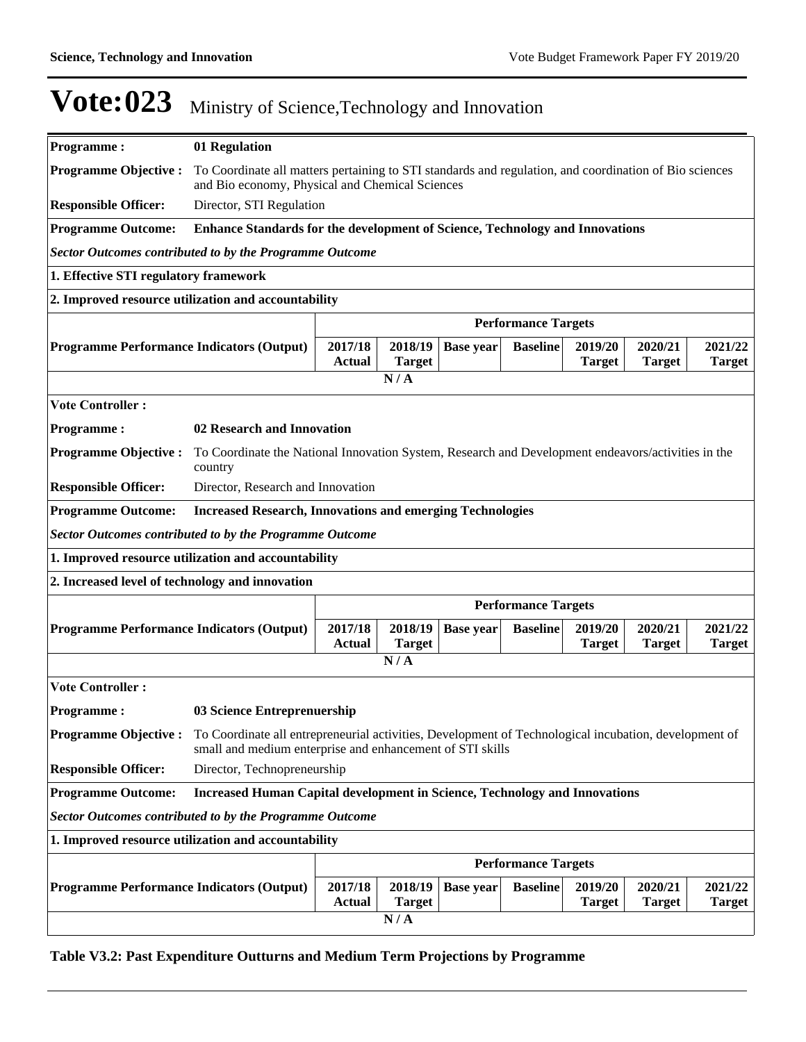# Vote:023 Ministry of Science,Technology and Innovation

| | |
|---|---|
| **Programme :** | **01 Regulation** |
| **Programme Objective :** | To Coordinate all matters pertaining to STI standards and regulation, and coordination of Bio sciences and Bio economy, Physical and Chemical Sciences |
| **Responsible Officer:** | Director, STI Regulation |
| **Programme Outcome:** | **Enhance Standards for the development of Science, Technology and Innovations** |

***Sector Outcomes contributed to by the Programme Outcome***

**1. Effective STI regulatory framework**

**2. Improved resource utilization and accountability**

| | Performance Targets | | | | | | |
|---|---|---|---|---|---|---|---|
| **Programme Performance Indicators (Output)** | **2017/18 Actual** | **2018/19 Target** | **Base year** | **Baseline** | **2019/20 Target** | **2020/21 Target** | **2021/22 Target** |
| | | N / A | | | | | |

**Vote Controller :**

| | |
|---|---|
| **Programme :** | **02 Research and Innovation** |
| **Programme Objective :** | To Coordinate the National Innovation System, Research and Development endeavors/activities in the country |
| **Responsible Officer:** | Director, Research and Innovation |
| **Programme Outcome:** | **Increased Research, Innovations and emerging Technologies** |

***Sector Outcomes contributed to by the Programme Outcome***

**1. Improved resource utilization and accountability**

**2. Increased level of technology and innovation**

| | Performance Targets | | | | | | |
|---|---|---|---|---|---|---|---|
| **Programme Performance Indicators (Output)** | **2017/18 Actual** | **2018/19 Target** | **Base year** | **Baseline** | **2019/20 Target** | **2020/21 Target** | **2021/22 Target** |
| | | N / A | | | | | |

**Vote Controller :**

| | |
|---|---|
| **Programme :** | **03 Science Entreprenuership** |
| **Programme Objective :** | To Coordinate all entrepreneurial activities, Development of Technological incubation, development of small and medium enterprise and enhancement of STI skills |
| **Responsible Officer:** | Director, Technopreneurship |
| **Programme Outcome:** | **Increased Human Capital development in Science, Technology and Innovations** |

***Sector Outcomes contributed to by the Programme Outcome***

**1. Improved resource utilization and accountability**

| | Performance Targets | | | | | | |
|---|---|---|---|---|---|---|---|
| **Programme Performance Indicators (Output)** | **2017/18 Actual** | **2018/19 Target** | **Base year** | **Baseline** | **2019/20 Target** | **2020/21 Target** | **2021/22 Target** |
| | | N / A | | | | | |

**Table V3.2: Past Expenditure Outturns and Medium Term Projections by Programme**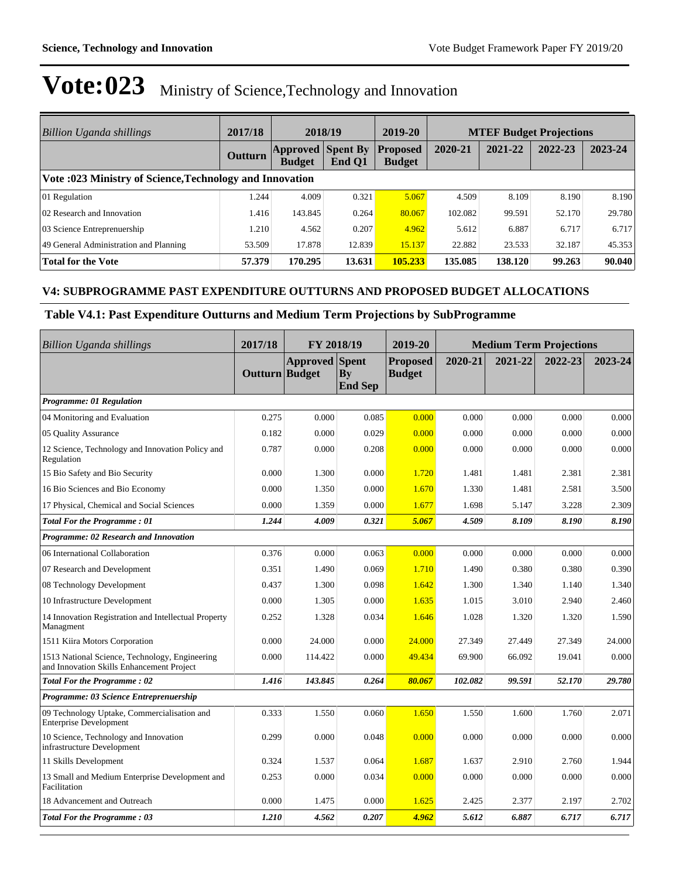# Vote:023 Ministry of Science,Technology and Innovation

| *Billion Uganda shillings* | 2017/18 | 2018/19 | | 2019-20 | MTEF Budget Projections | | | |
|---|---|---|---|---|---|---|---|---|
| | **Outturn** | **Approved Budget** | **Spent By End Q1** | **Proposed Budget** | **2020-21** | **2021-22** | **2022-23** | **2023-24** |
| **Vote :023 Ministry of Science,Technology and Innovation** | | | | | | | | |
| 01 Regulation | 1.244 | 4.009 | 0.321 | 5.067 | 4.509 | 8.109 | 8.190 | 8.190 |
| 02 Research and Innovation | 1.416 | 143.845 | 0.264 | 80.067 | 102.082 | 99.591 | 52.170 | 29.780 |
| 03 Science Entreprenuership | 1.210 | 4.562 | 0.207 | 4.962 | 5.612 | 6.887 | 6.717 | 6.717 |
| 49 General Administration and Planning | 53.509 | 17.878 | 12.839 | 15.137 | 22.882 | 23.533 | 32.187 | 45.353 |
| **Total for the Vote** | **57.379** | **170.295** | **13.631** | **105.233** | **135.085** | **138.120** | **99.263** | **90.040** |

## V4: SUBPROGRAMME PAST EXPENDITURE OUTTURNS AND PROPOSED BUDGET ALLOCATIONS

### Table V4.1: Past Expenditure Outturns and Medium Term Projections by SubProgramme

| *Billion Uganda shillings* | 2017/18 | FY 2018/19 | | 2019-20 | Medium Term Projections | | | |
|---|---|---|---|---|---|---|---|---|
| | **Outturn** | **Approved Budget** | **Spent By End Sep** | **Proposed Budget** | **2020-21** | **2021-22** | **2022-23** | **2023-24** |
| ***Programme: 01 Regulation*** | | | | | | | | |
| 04 Monitoring and Evaluation | 0.275 | 0.000 | 0.085 | 0.000 | 0.000 | 0.000 | 0.000 | 0.000 |
| 05 Quality Assurance | 0.182 | 0.000 | 0.029 | 0.000 | 0.000 | 0.000 | 0.000 | 0.000 |
| 12 Science, Technology and Innovation Policy and Regulation | 0.787 | 0.000 | 0.208 | 0.000 | 0.000 | 0.000 | 0.000 | 0.000 |
| 15 Bio Safety and Bio Security | 0.000 | 1.300 | 0.000 | 1.720 | 1.481 | 1.481 | 2.381 | 2.381 |
| 16 Bio Sciences and Bio Economy | 0.000 | 1.350 | 0.000 | 1.670 | 1.330 | 1.481 | 2.581 | 3.500 |
| 17 Physical, Chemical and Social Sciences | 0.000 | 1.359 | 0.000 | 1.677 | 1.698 | 5.147 | 3.228 | 2.309 |
| ***Total For the Programme : 01*** | ***1.244*** | ***4.009*** | ***0.321*** | ***5.067*** | ***4.509*** | ***8.109*** | ***8.190*** | ***8.190*** |
| ***Programme: 02 Research and Innovation*** | | | | | | | | |
| 06 International Collaboration | 0.376 | 0.000 | 0.063 | 0.000 | 0.000 | 0.000 | 0.000 | 0.000 |
| 07 Research and Development | 0.351 | 1.490 | 0.069 | 1.710 | 1.490 | 0.380 | 0.380 | 0.390 |
| 08 Technology Development | 0.437 | 1.300 | 0.098 | 1.642 | 1.300 | 1.340 | 1.140 | 1.340 |
| 10 Infrastructure Development | 0.000 | 1.305 | 0.000 | 1.635 | 1.015 | 3.010 | 2.940 | 2.460 |
| 14 Innovation Registration and Intellectual Property Managment | 0.252 | 1.328 | 0.034 | 1.646 | 1.028 | 1.320 | 1.320 | 1.590 |
| 1511 Kiira Motors Corporation | 0.000 | 24.000 | 0.000 | 24.000 | 27.349 | 27.449 | 27.349 | 24.000 |
| 1513 National Science, Technology, Engineering and Innovation Skills Enhancement Project | 0.000 | 114.422 | 0.000 | 49.434 | 69.900 | 66.092 | 19.041 | 0.000 |
| ***Total For the Programme : 02*** | ***1.416*** | ***143.845*** | ***0.264*** | ***80.067*** | ***102.082*** | ***99.591*** | ***52.170*** | ***29.780*** |
| ***Programme: 03 Science Entreprenuership*** | | | | | | | | |
| 09 Technology Uptake, Commercialisation and Enterprise Development | 0.333 | 1.550 | 0.060 | 1.650 | 1.550 | 1.600 | 1.760 | 2.071 |
| 10 Science, Technology and Innovation infrastructure Development | 0.299 | 0.000 | 0.048 | 0.000 | 0.000 | 0.000 | 0.000 | 0.000 |
| 11 Skills Development | 0.324 | 1.537 | 0.064 | 1.687 | 1.637 | 2.910 | 2.760 | 1.944 |
| 13 Small and Medium Enterprise Development and Facilitation | 0.253 | 0.000 | 0.034 | 0.000 | 0.000 | 0.000 | 0.000 | 0.000 |
| 18 Advancement and Outreach | 0.000 | 1.475 | 0.000 | 1.625 | 2.425 | 2.377 | 2.197 | 2.702 |
| ***Total For the Programme : 03*** | ***1.210*** | ***4.562*** | ***0.207*** | ***4.962*** | ***5.612*** | ***6.887*** | ***6.717*** | ***6.717*** |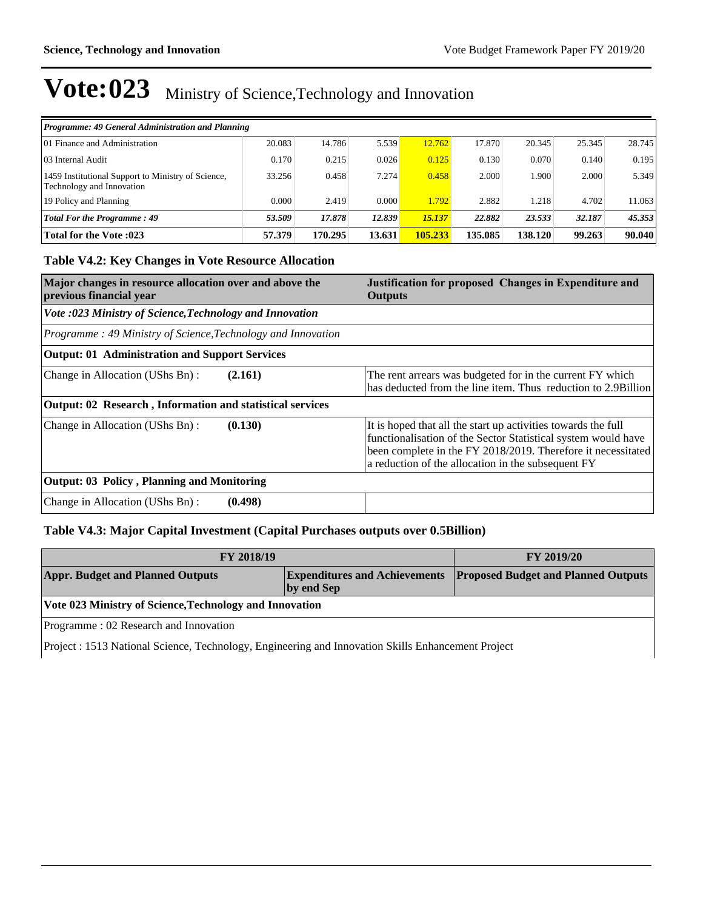# Vote:023 Ministry of Science,Technology and Innovation

| *Programme: 49 General Administration and Planning* | | | | | | | | |
|---|---|---|---|---|---|---|---|---|
| 01 Finance and Administration | 20.083 | 14.786 | 5.539 | 12.762 | 17.870 | 20.345 | 25.345 | 28.745 |
| 03 Internal Audit | 0.170 | 0.215 | 0.026 | 0.125 | 0.130 | 0.070 | 0.140 | 0.195 |
| 1459 Institutional Support to Ministry of Science, Technology and Innovation | 33.256 | 0.458 | 7.274 | 0.458 | 2.000 | 1.900 | 2.000 | 5.349 |
| 19 Policy and Planning | 0.000 | 2.419 | 0.000 | 1.792 | 2.882 | 1.218 | 4.702 | 11.063 |
| ***Total For the Programme : 49*** | ***53.509*** | ***17.878*** | ***12.839*** | ***15.137*** | ***22.882*** | ***23.533*** | ***32.187*** | ***45.353*** |
| **Total for the Vote :023** | **57.379** | **170.295** | **13.631** | **105.233** | **135.085** | **138.120** | **99.263** | **90.040** |

### Table V4.2: Key Changes in Vote Resource Allocation

| Major changes in resource allocation over and above the previous financial year | | Justification for proposed Changes in Expenditure and Outputs |
|---|---|---|
| *Vote :023 Ministry of Science,Technology and Innovation* | | |
| *Programme : 49 Ministry of Science,Technology and Innovation* | | |
| **Output: 01 Administration and Support Services** | | |
| Change in Allocation (UShs Bn) : | **(2.161)** | The rent arrears was budgeted for in the current FY which has deducted from the line item. Thus reduction to 2.9Billion |
| **Output: 02 Research , Information and statistical services** | | |
| Change in Allocation (UShs Bn) : | **(0.130)** | It is hoped that all the start up activities towards the full functionalisation of the Sector Statistical system would have been complete in the FY 2018/2019. Therefore it necessitated a reduction of the allocation in the subsequent FY |
| **Output: 03 Policy , Planning and Monitoring** | | |
| Change in Allocation (UShs Bn) : | **(0.498)** | |

### Table V4.3: Major Capital Investment (Capital Purchases outputs over 0.5Billion)

| FY 2018/19 | | FY 2019/20 |
|---|---|---|
| **Appr. Budget and Planned Outputs** | **Expenditures and Achievements by end Sep** | **Proposed Budget and Planned Outputs** |
| **Vote 023 Ministry of Science,Technology and Innovation** | | |
| Programme : 02 Research and Innovation | | |
| Project : 1513 National Science, Technology, Engineering and Innovation Skills Enhancement Project | | |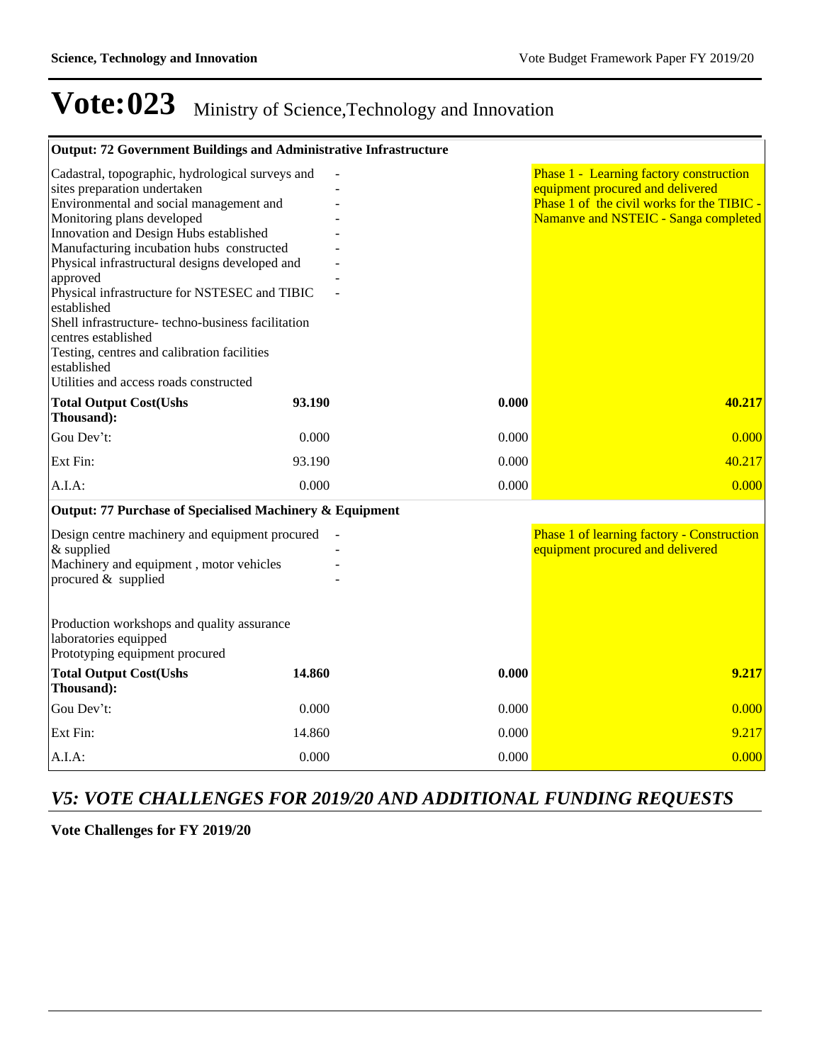# Vote:023 Ministry of Science,Technology and Innovation

| Output: 72 Government Buildings and Administrative Infrastructure | | | |
|---|---|---|---|
| Cadastral, topographic, hydrological surveys and sites preparation undertaken<br>Environmental and social management and Monitoring plans developed<br>Innovation and Design Hubs established<br>Manufacturing incubation hubs constructed<br>Physical infrastructural designs developed and approved<br>Physical infrastructure for NSTESEC and TIBIC established<br>Shell infrastructure- techno-business facilitation centres established<br>Testing, centres and calibration facilities established<br>Utilities and access roads constructed | -<br>-<br>-<br>-<br>-<br>-<br>-<br>- | | Phase 1 - Learning factory construction equipment procured and delivered<br>Phase 1 of the civil works for the TIBIC - Namanve and NSTEIC - Sanga completed |
| **Total Output Cost(Ushs Thousand):** | **93.190** | **0.000** | **40.217** |
| Gou Dev't: | 0.000 | 0.000 | 0.000 |
| Ext Fin: | 93.190 | 0.000 | 40.217 |
| A.I.A: | 0.000 | 0.000 | 0.000 |

| Output: 77 Purchase of Specialised Machinery & Equipment | | | |
|---|---|---|---|
| Design centre machinery and equipment procured & supplied<br>Machinery and equipment , motor vehicles procured & supplied<br><br>Production workshops and quality assurance laboratories equipped<br>Prototyping equipment procured | -<br>-<br>-<br>- | | Phase 1 of learning factory - Construction equipment procured and delivered |
| **Total Output Cost(Ushs Thousand):** | **14.860** | **0.000** | **9.217** |
| Gou Dev't: | 0.000 | 0.000 | 0.000 |
| Ext Fin: | 14.860 | 0.000 | 9.217 |
| A.I.A: | 0.000 | 0.000 | 0.000 |

## *V5: VOTE CHALLENGES FOR 2019/20 AND ADDITIONAL FUNDING REQUESTS*

**Vote Challenges for FY 2019/20**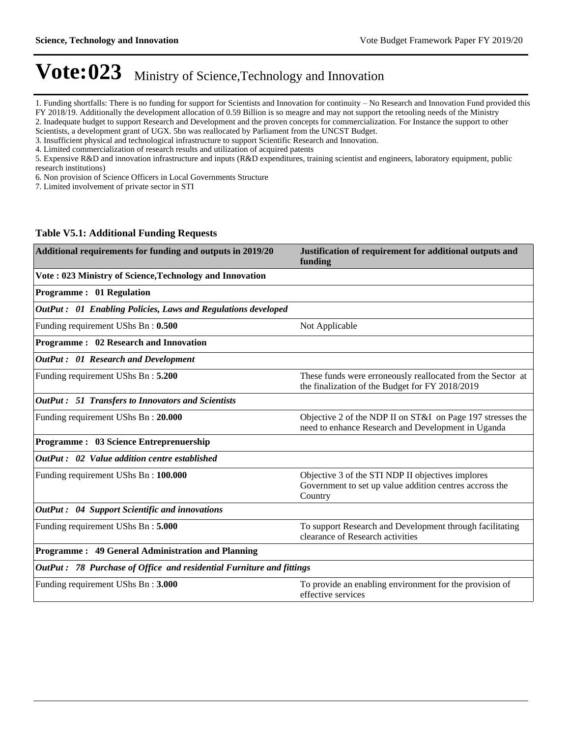# Vote:023 Ministry of Science,Technology and Innovation

1. Funding shortfalls: There is no funding for support for Scientists and Innovation for continuity – No Research and Innovation Fund provided this FY 2018/19. Additionally the development allocation of 0.59 Billion is so meagre and may not support the retooling needs of the Ministry
2. Inadequate budget to support Research and Development and the proven concepts for commercialization. For Instance the support to other Scientists, a development grant of UGX. 5bn was reallocated by Parliament from the UNCST Budget.
3. Insufficient physical and technological infrastructure to support Scientific Research and Innovation.
4. Limited commercialization of research results and utilization of acquired patents
5. Expensive R&D and innovation infrastructure and inputs (R&D expenditures, training scientist and engineers, laboratory equipment, public research institutions)
6. Non provision of Science Officers in Local Governments Structure
7. Limited involvement of private sector in STI

**Table V5.1: Additional Funding Requests**

| Additional requirements for funding and outputs in 2019/20 | Justification of requirement for additional outputs and funding |
|---|---|
| **Vote : 023 Ministry of Science,Technology and Innovation** | |
| **Programme : 01 Regulation** | |
| ***OutPut : 01 Enabling Policies, Laws and Regulations developed*** | |
| Funding requirement UShs Bn : **0.500** | Not Applicable |
| **Programme : 02 Research and Innovation** | |
| ***OutPut : 01 Research and Development*** | |
| Funding requirement UShs Bn : **5.200** | These funds were erroneously reallocated from the Sector at the finalization of the Budget for FY 2018/2019 |
| ***OutPut : 51 Transfers to Innovators and Scientists*** | |
| Funding requirement UShs Bn : **20.000** | Objective 2 of the NDP II on ST&I on Page 197 stresses the need to enhance Research and Development in Uganda |
| **Programme : 03 Science Entreprenuership** | |
| ***OutPut : 02 Value addition centre established*** | |
| Funding requirement UShs Bn : **100.000** | Objective 3 of the STI NDP II objectives implores Government to set up value addition centres accross the Country |
| ***OutPut : 04 Support Scientific and innovations*** | |
| Funding requirement UShs Bn : **5.000** | To support Research and Development through facilitating clearance of Research activities |
| **Programme : 49 General Administration and Planning** | |
| ***OutPut : 78 Purchase of Office and residential Furniture and fittings*** | |
| Funding requirement UShs Bn : **3.000** | To provide an enabling environment for the provision of effective services |